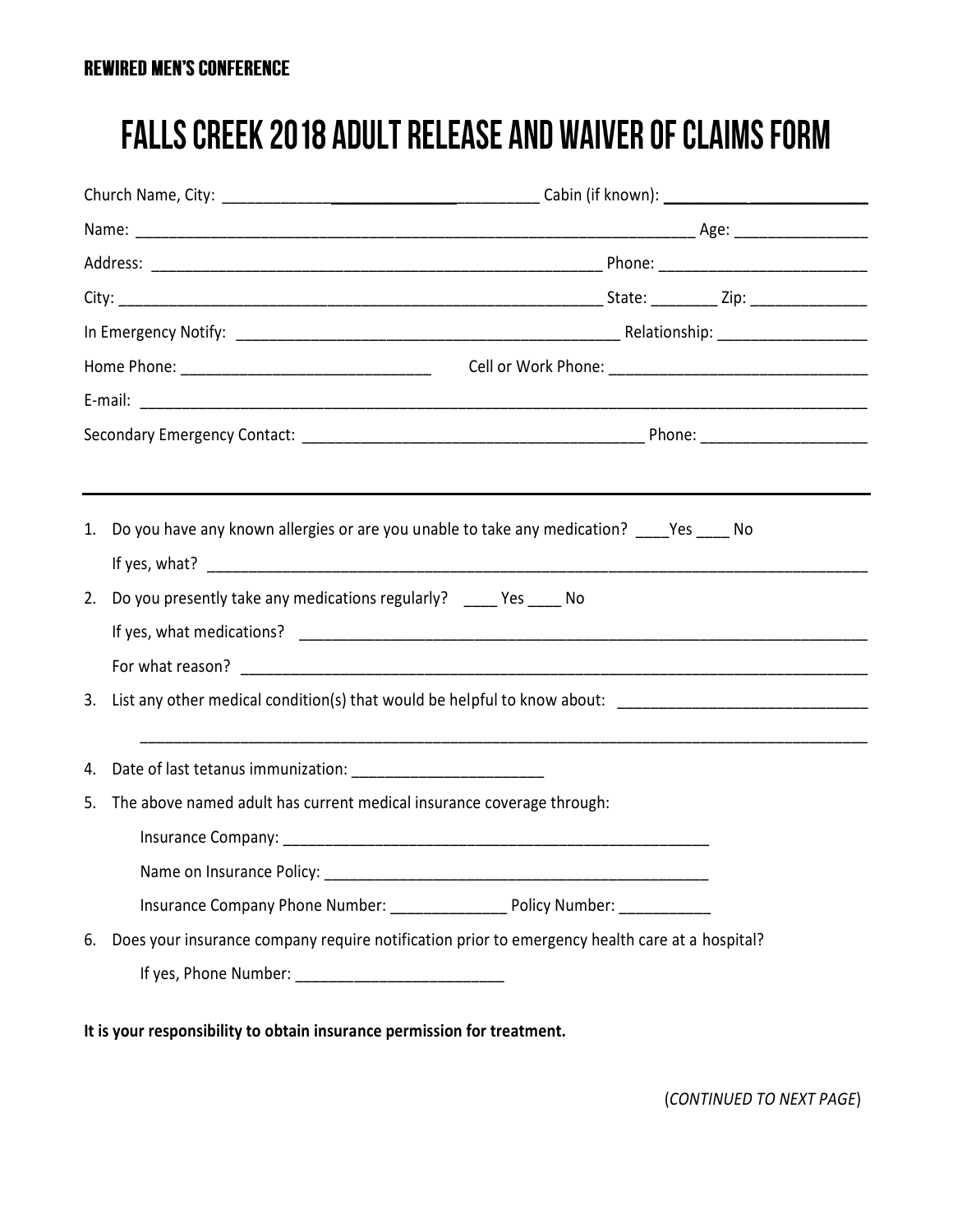**REWIRED MEN'S CONFERENCE**

# FALLS CREEK 2018 ADULT RELEASE AND WAIVER OF CLAIMS FORM

Church Name, City: ________________________________________ Cabin (if known): ______________________

Name: ______________________________________________________________________ Age: ________________

Address: _______________________________________________________ Phone: _________________________

City: _____________________________________________________________ State: ________ Zip: ______________

In Emergency Notify: _______________________________________________ Relationship: __________________

Home Phone: _____________________________ Cell or Work Phone: _______________________________

E-mail: ___________________________________________________________________________________________

Secondary Emergency Contact: __________________________________________ Phone: ____________________

---

1. Do you have any known allergies or are you unable to take any medication? ____Yes ____ No

   If yes, what? ________________________________________________________________________________

2. Do you presently take any medications regularly? ____ Yes ____ No

   If yes, what medications? ______________________________________________________________________

   For what reason? ____________________________________________________________________________

3. List any other medical condition(s) that would be helpful to know about: ______________________________

   ____________________________________________________________________________________________

4. Date of last tetanus immunization: _______________________

5. The above named adult has current medical insurance coverage through:

   Insurance Company: _____________________________________________________

   Name on Insurance Policy: _______________________________________________

   Insurance Company Phone Number: ______________ Policy Number: ___________

6. Does your insurance company require notification prior to emergency health care at a hospital?

   If yes, Phone Number: _________________________

**It is your responsibility to obtain insurance permission for treatment.**

(*CONTINUED TO NEXT PAGE*)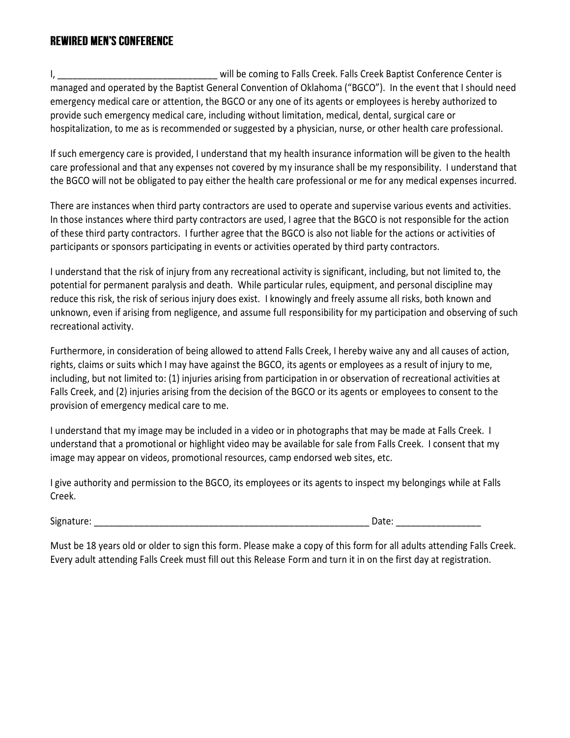## REWIRED MEN'S CONFERENCE

I, _______________________________ will be coming to Falls Creek. Falls Creek Baptist Conference Center is managed and operated by the Baptist General Convention of Oklahoma ("BGCO"). In the event that I should need emergency medical care or attention, the BGCO or any one of its agents or employees is hereby authorized to provide such emergency medical care, including without limitation, medical, dental, surgical care or hospitalization, to me as is recommended or suggested by a physician, nurse, or other health care professional.

If such emergency care is provided, I understand that my health insurance information will be given to the health care professional and that any expenses not covered by my insurance shall be my responsibility. I understand that the BGCO will not be obligated to pay either the health care professional or me for any medical expenses incurred.

There are instances when third party contractors are used to operate and supervise various events and activities. In those instances where third party contractors are used, I agree that the BGCO is not responsible for the action of these third party contractors. I further agree that the BGCO is also not liable for the actions or activities of participants or sponsors participating in events or activities operated by third party contractors.

I understand that the risk of injury from any recreational activity is significant, including, but not limited to, the potential for permanent paralysis and death. While particular rules, equipment, and personal discipline may reduce this risk, the risk of serious injury does exist. I knowingly and freely assume all risks, both known and unknown, even if arising from negligence, and assume full responsibility for my participation and observing of such recreational activity.

Furthermore, in consideration of being allowed to attend Falls Creek, I hereby waive any and all causes of action, rights, claims or suits which I may have against the BGCO, its agents or employees as a result of injury to me, including, but not limited to: (1) injuries arising from participation in or observation of recreational activities at Falls Creek, and (2) injuries arising from the decision of the BGCO or its agents or employees to consent to the provision of emergency medical care to me.

I understand that my image may be included in a video or in photographs that may be made at Falls Creek. I understand that a promotional or highlight video may be available for sale from Falls Creek. I consent that my image may appear on videos, promotional resources, camp endorsed web sites, etc.

I give authority and permission to the BGCO, its employees or its agents to inspect my belongings while at Falls Creek.

Signature: ________________________________________________________ Date: ________________

Must be 18 years old or older to sign this form. Please make a copy of this form for all adults attending Falls Creek. Every adult attending Falls Creek must fill out this Release Form and turn it in on the first day at registration.